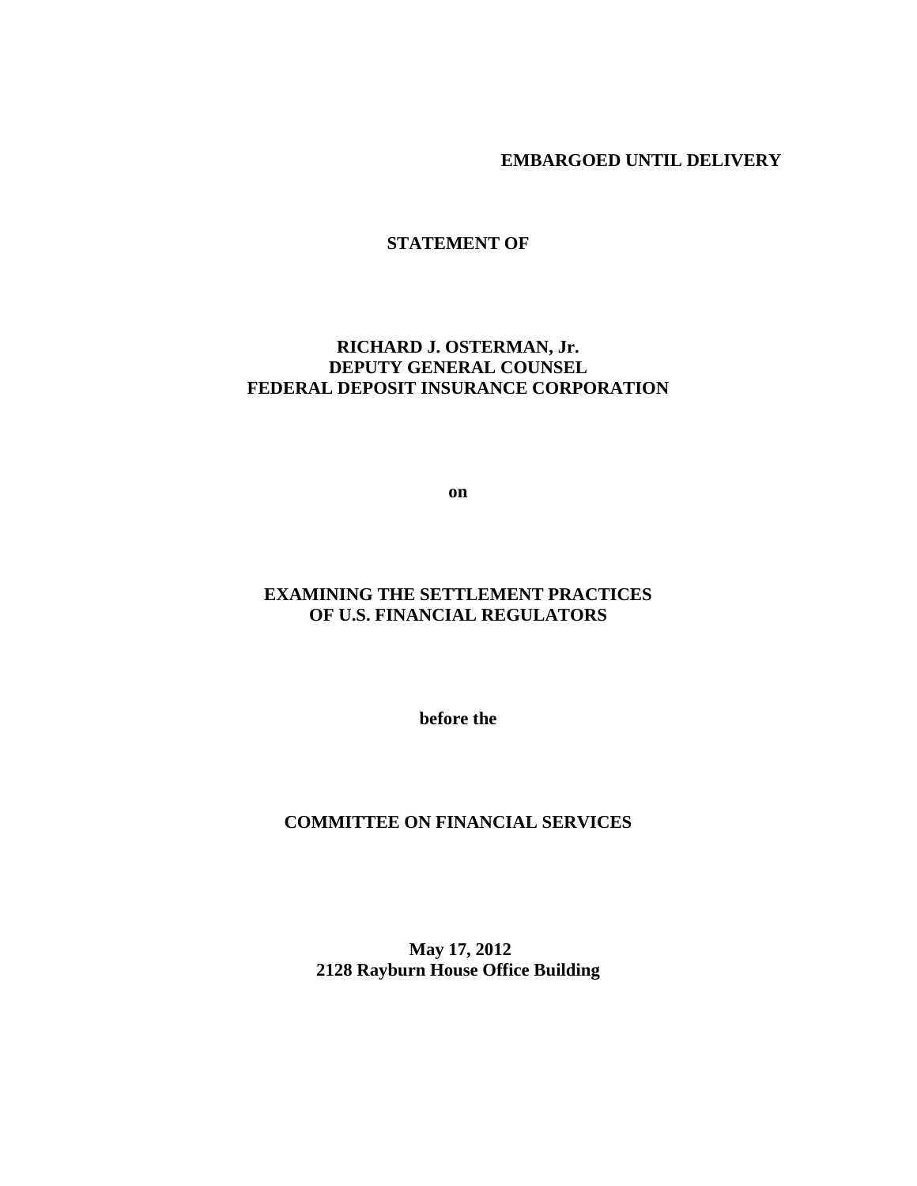**EMBARGOED UNTIL DELIVERY**

**STATEMENT OF**

**RICHARD J. OSTERMAN, Jr.**
**DEPUTY GENERAL COUNSEL**
**FEDERAL DEPOSIT INSURANCE CORPORATION**

**on**

**EXAMINING THE SETTLEMENT PRACTICES**
**OF U.S. FINANCIAL REGULATORS**

**before the**

**COMMITTEE ON FINANCIAL SERVICES**

**May 17, 2012**
**2128 Rayburn House Office Building**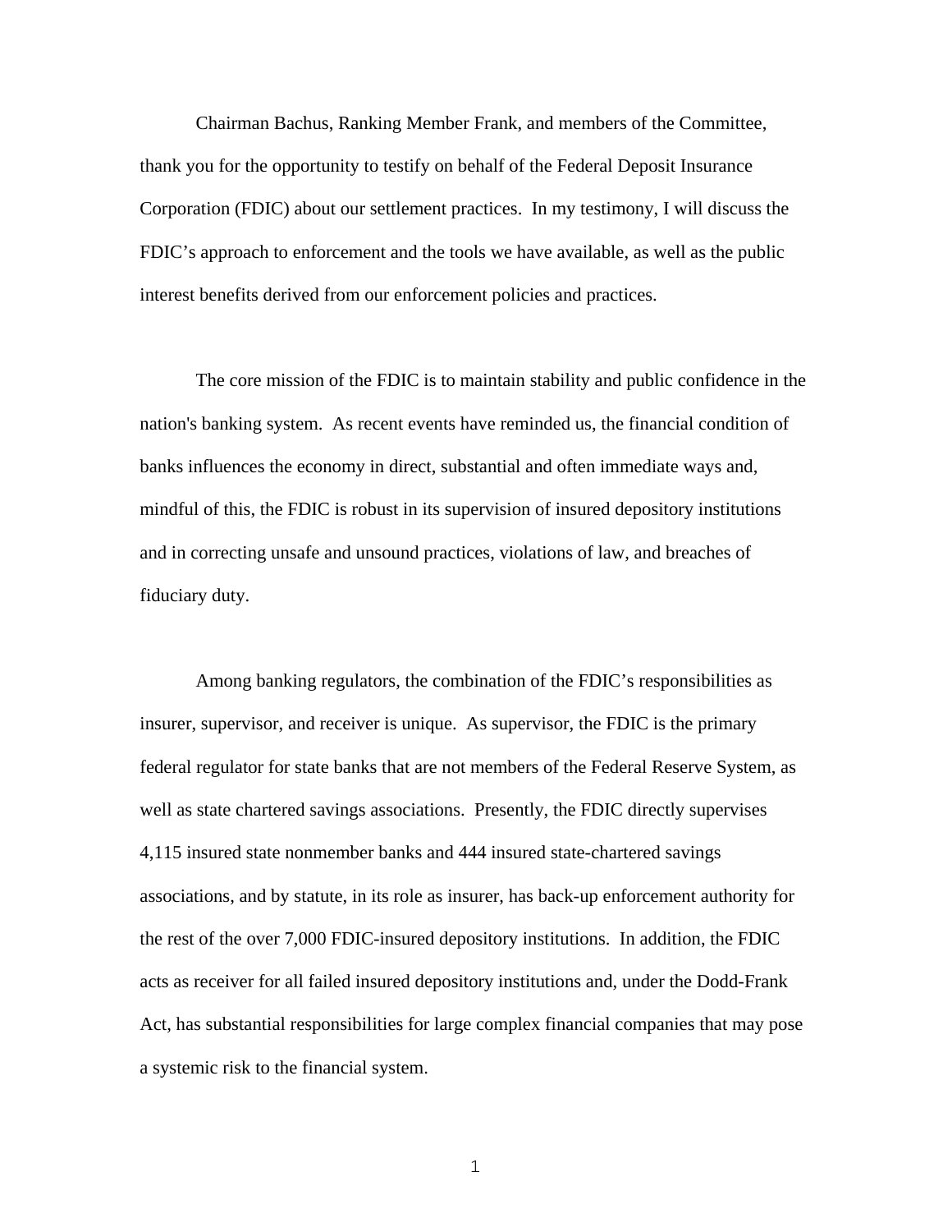Chairman Bachus, Ranking Member Frank, and members of the Committee, thank you for the opportunity to testify on behalf of the Federal Deposit Insurance Corporation (FDIC) about our settlement practices. In my testimony, I will discuss the FDIC's approach to enforcement and the tools we have available, as well as the public interest benefits derived from our enforcement policies and practices.

The core mission of the FDIC is to maintain stability and public confidence in the nation's banking system. As recent events have reminded us, the financial condition of banks influences the economy in direct, substantial and often immediate ways and, mindful of this, the FDIC is robust in its supervision of insured depository institutions and in correcting unsafe and unsound practices, violations of law, and breaches of fiduciary duty.

Among banking regulators, the combination of the FDIC's responsibilities as insurer, supervisor, and receiver is unique. As supervisor, the FDIC is the primary federal regulator for state banks that are not members of the Federal Reserve System, as well as state chartered savings associations. Presently, the FDIC directly supervises 4,115 insured state nonmember banks and 444 insured state-chartered savings associations, and by statute, in its role as insurer, has back-up enforcement authority for the rest of the over 7,000 FDIC-insured depository institutions. In addition, the FDIC acts as receiver for all failed insured depository institutions and, under the Dodd-Frank Act, has substantial responsibilities for large complex financial companies that may pose a systemic risk to the financial system.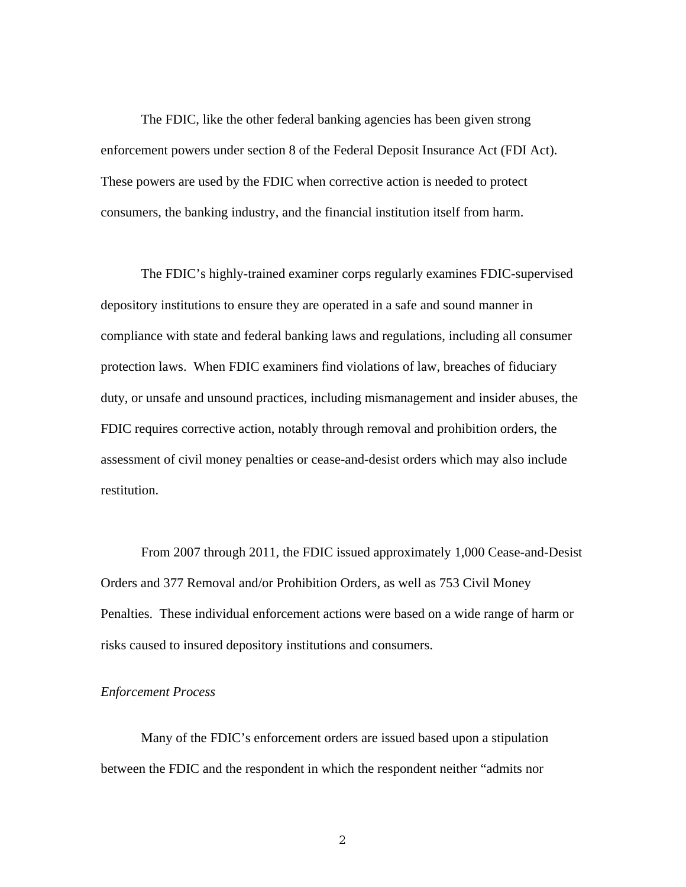The FDIC, like the other federal banking agencies has been given strong enforcement powers under section 8 of the Federal Deposit Insurance Act (FDI Act). These powers are used by the FDIC when corrective action is needed to protect consumers, the banking industry, and the financial institution itself from harm.

The FDIC's highly-trained examiner corps regularly examines FDIC-supervised depository institutions to ensure they are operated in a safe and sound manner in compliance with state and federal banking laws and regulations, including all consumer protection laws. When FDIC examiners find violations of law, breaches of fiduciary duty, or unsafe and unsound practices, including mismanagement and insider abuses, the FDIC requires corrective action, notably through removal and prohibition orders, the assessment of civil money penalties or cease-and-desist orders which may also include restitution.

From 2007 through 2011, the FDIC issued approximately 1,000 Cease-and-Desist Orders and 377 Removal and/or Prohibition Orders, as well as 753 Civil Money Penalties. These individual enforcement actions were based on a wide range of harm or risks caused to insured depository institutions and consumers.

*Enforcement Process*

Many of the FDIC's enforcement orders are issued based upon a stipulation between the FDIC and the respondent in which the respondent neither "admits nor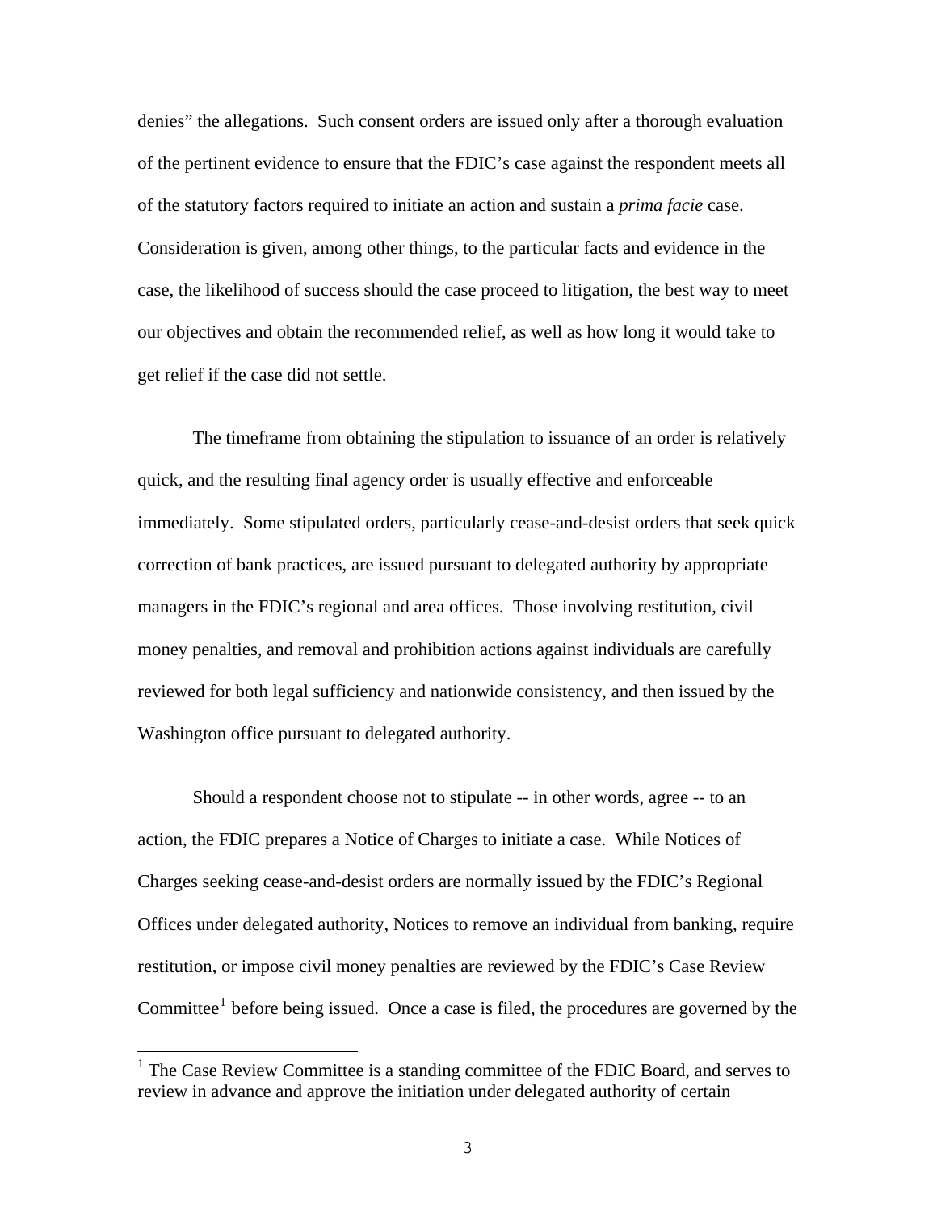denies" the allegations. Such consent orders are issued only after a thorough evaluation of the pertinent evidence to ensure that the FDIC's case against the respondent meets all of the statutory factors required to initiate an action and sustain a *prima facie* case. Consideration is given, among other things, to the particular facts and evidence in the case, the likelihood of success should the case proceed to litigation, the best way to meet our objectives and obtain the recommended relief, as well as how long it would take to get relief if the case did not settle.

The timeframe from obtaining the stipulation to issuance of an order is relatively quick, and the resulting final agency order is usually effective and enforceable immediately. Some stipulated orders, particularly cease-and-desist orders that seek quick correction of bank practices, are issued pursuant to delegated authority by appropriate managers in the FDIC's regional and area offices. Those involving restitution, civil money penalties, and removal and prohibition actions against individuals are carefully reviewed for both legal sufficiency and nationwide consistency, and then issued by the Washington office pursuant to delegated authority.

Should a respondent choose not to stipulate -- in other words, agree -- to an action, the FDIC prepares a Notice of Charges to initiate a case. While Notices of Charges seeking cease-and-desist orders are normally issued by the FDIC's Regional Offices under delegated authority, Notices to remove an individual from banking, require restitution, or impose civil money penalties are reviewed by the FDIC's Case Review Committee[1] before being issued. Once a case is filed, the procedures are governed by the

[1] The Case Review Committee is a standing committee of the FDIC Board, and serves to review in advance and approve the initiation under delegated authority of certain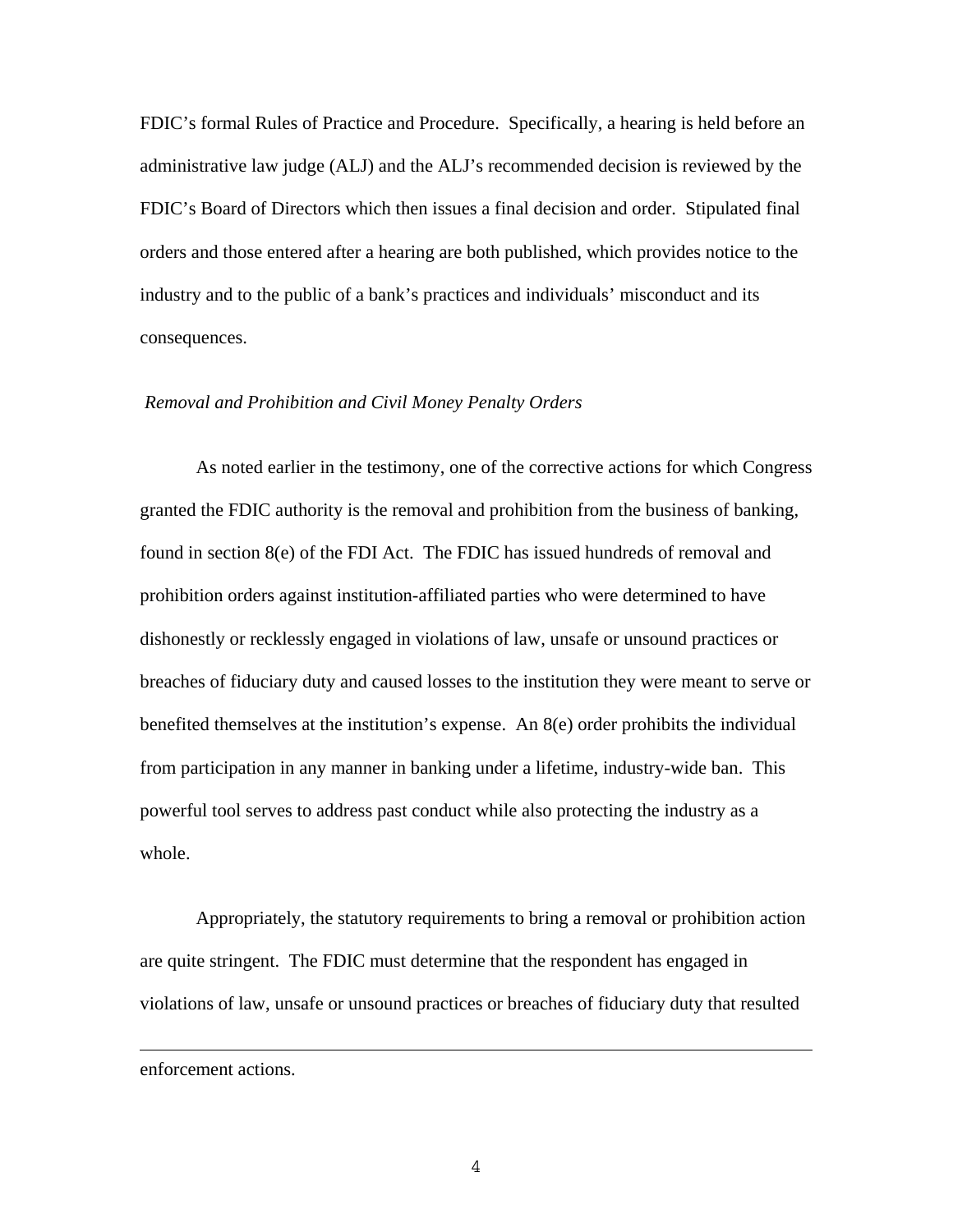FDIC's formal Rules of Practice and Procedure. Specifically, a hearing is held before an administrative law judge (ALJ) and the ALJ's recommended decision is reviewed by the FDIC's Board of Directors which then issues a final decision and order. Stipulated final orders and those entered after a hearing are both published, which provides notice to the industry and to the public of a bank's practices and individuals' misconduct and its consequences.

*Removal and Prohibition and Civil Money Penalty Orders*

As noted earlier in the testimony, one of the corrective actions for which Congress granted the FDIC authority is the removal and prohibition from the business of banking, found in section 8(e) of the FDI Act. The FDIC has issued hundreds of removal and prohibition orders against institution-affiliated parties who were determined to have dishonestly or recklessly engaged in violations of law, unsafe or unsound practices or breaches of fiduciary duty and caused losses to the institution they were meant to serve or benefited themselves at the institution's expense. An 8(e) order prohibits the individual from participation in any manner in banking under a lifetime, industry-wide ban. This powerful tool serves to address past conduct while also protecting the industry as a whole.

Appropriately, the statutory requirements to bring a removal or prohibition action are quite stringent. The FDIC must determine that the respondent has engaged in violations of law, unsafe or unsound practices or breaches of fiduciary duty that resulted

---

enforcement actions.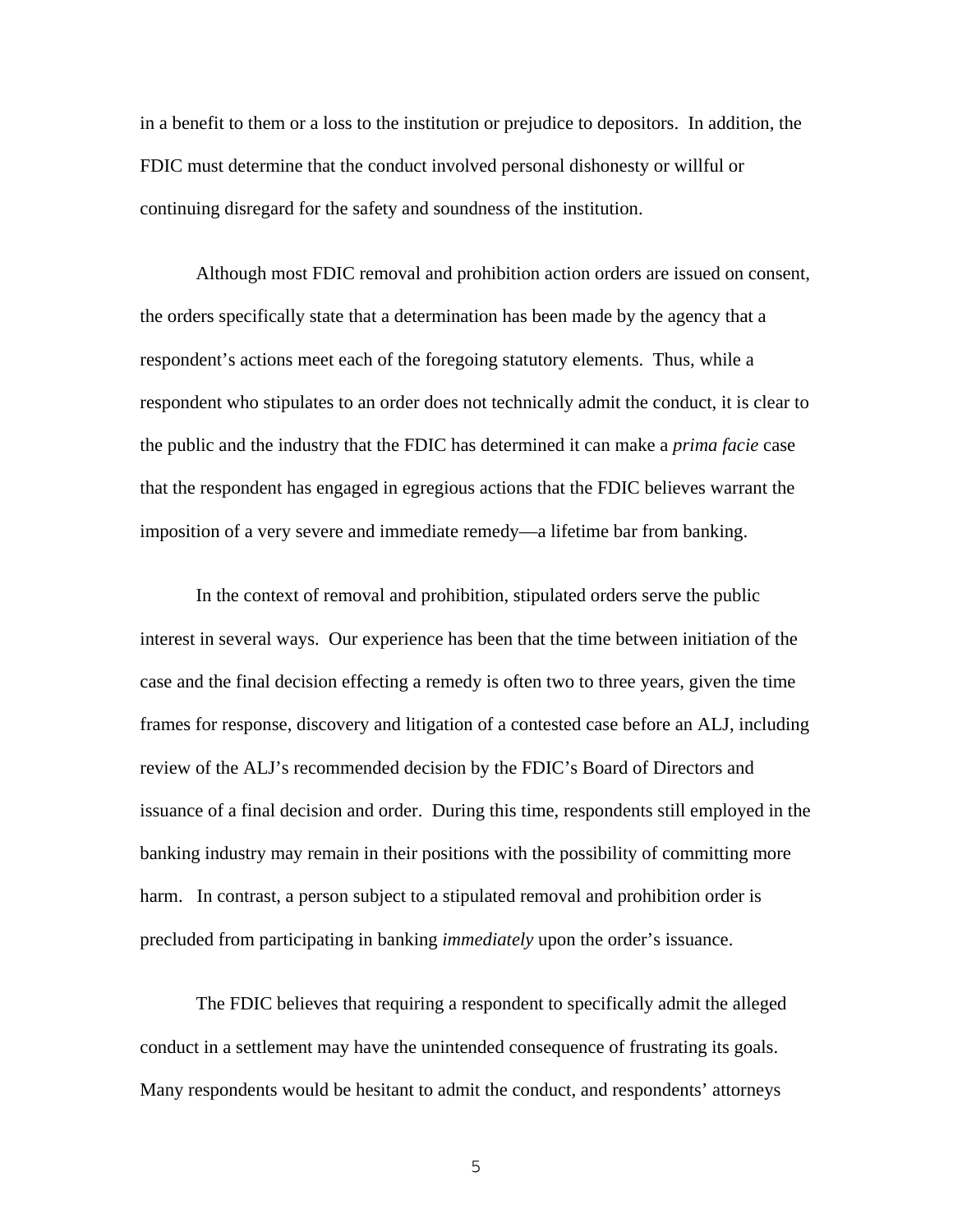in a benefit to them or a loss to the institution or prejudice to depositors. In addition, the FDIC must determine that the conduct involved personal dishonesty or willful or continuing disregard for the safety and soundness of the institution.

Although most FDIC removal and prohibition action orders are issued on consent, the orders specifically state that a determination has been made by the agency that a respondent's actions meet each of the foregoing statutory elements. Thus, while a respondent who stipulates to an order does not technically admit the conduct, it is clear to the public and the industry that the FDIC has determined it can make a *prima facie* case that the respondent has engaged in egregious actions that the FDIC believes warrant the imposition of a very severe and immediate remedy—a lifetime bar from banking.

In the context of removal and prohibition, stipulated orders serve the public interest in several ways. Our experience has been that the time between initiation of the case and the final decision effecting a remedy is often two to three years, given the time frames for response, discovery and litigation of a contested case before an ALJ, including review of the ALJ's recommended decision by the FDIC's Board of Directors and issuance of a final decision and order. During this time, respondents still employed in the banking industry may remain in their positions with the possibility of committing more harm. In contrast, a person subject to a stipulated removal and prohibition order is precluded from participating in banking *immediately* upon the order's issuance.

The FDIC believes that requiring a respondent to specifically admit the alleged conduct in a settlement may have the unintended consequence of frustrating its goals. Many respondents would be hesitant to admit the conduct, and respondents' attorneys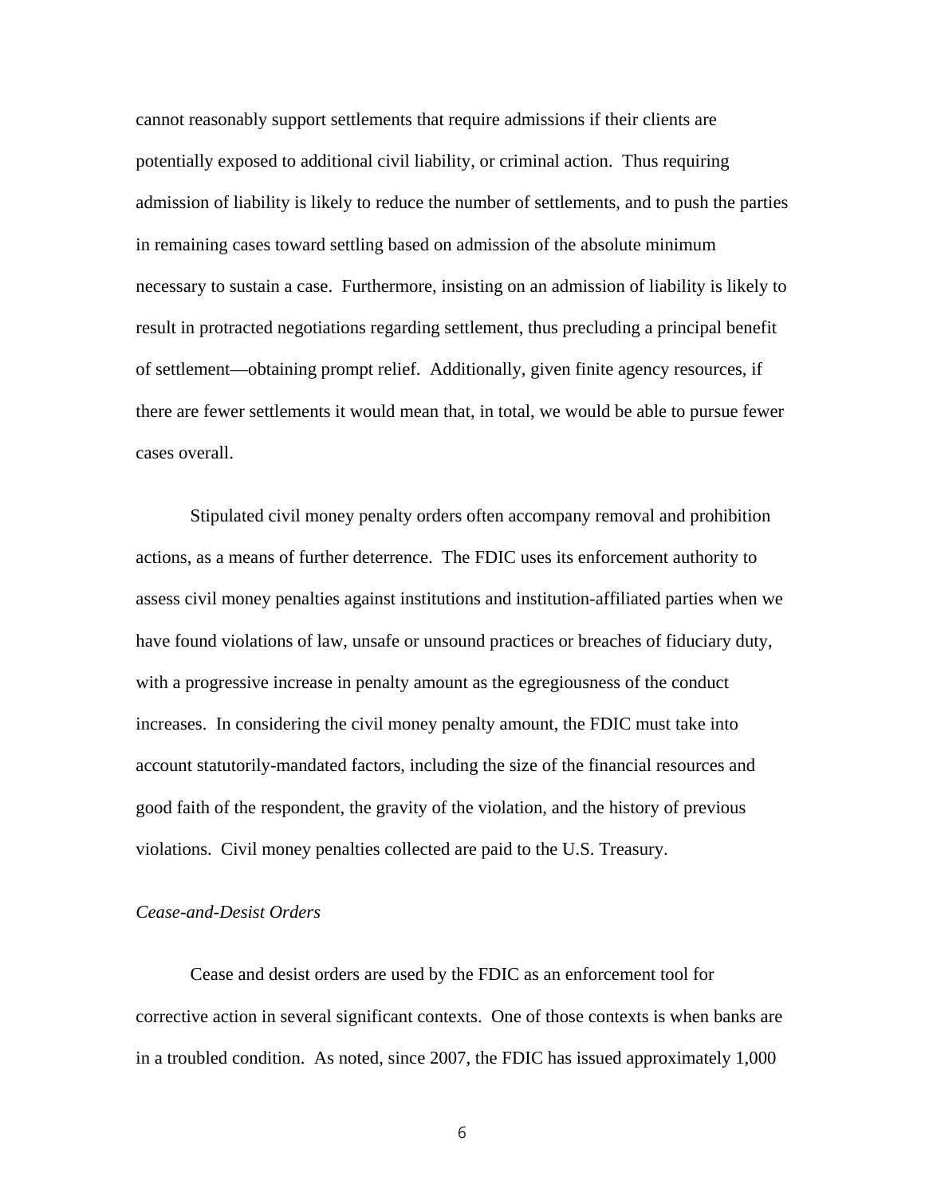cannot reasonably support settlements that require admissions if their clients are potentially exposed to additional civil liability, or criminal action. Thus requiring admission of liability is likely to reduce the number of settlements, and to push the parties in remaining cases toward settling based on admission of the absolute minimum necessary to sustain a case. Furthermore, insisting on an admission of liability is likely to result in protracted negotiations regarding settlement, thus precluding a principal benefit of settlement—obtaining prompt relief. Additionally, given finite agency resources, if there are fewer settlements it would mean that, in total, we would be able to pursue fewer cases overall.

Stipulated civil money penalty orders often accompany removal and prohibition actions, as a means of further deterrence. The FDIC uses its enforcement authority to assess civil money penalties against institutions and institution-affiliated parties when we have found violations of law, unsafe or unsound practices or breaches of fiduciary duty, with a progressive increase in penalty amount as the egregiousness of the conduct increases. In considering the civil money penalty amount, the FDIC must take into account statutorily-mandated factors, including the size of the financial resources and good faith of the respondent, the gravity of the violation, and the history of previous violations. Civil money penalties collected are paid to the U.S. Treasury.

*Cease-and-Desist Orders*

Cease and desist orders are used by the FDIC as an enforcement tool for corrective action in several significant contexts. One of those contexts is when banks are in a troubled condition. As noted, since 2007, the FDIC has issued approximately 1,000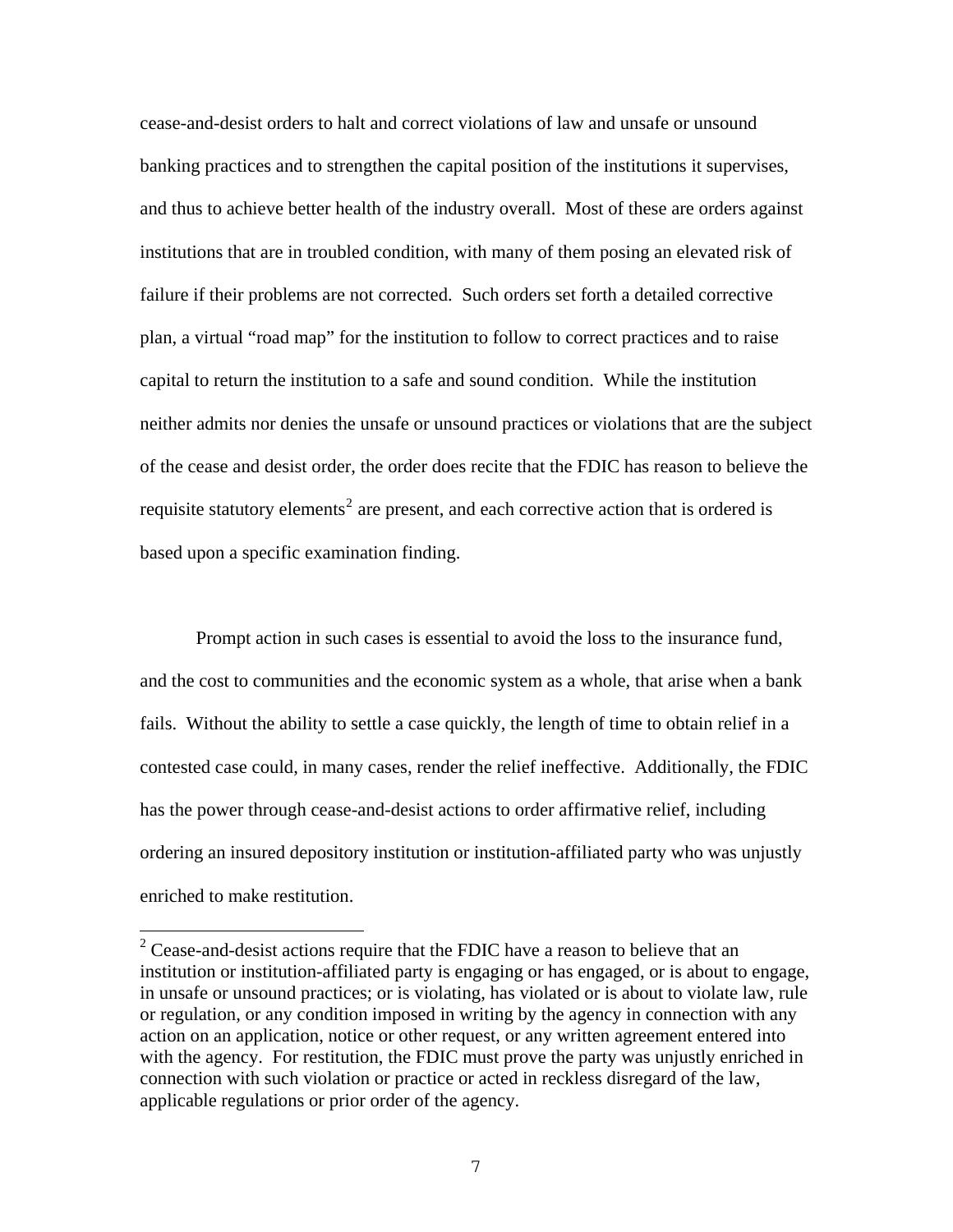cease-and-desist orders to halt and correct violations of law and unsafe or unsound banking practices and to strengthen the capital position of the institutions it supervises, and thus to achieve better health of the industry overall. Most of these are orders against institutions that are in troubled condition, with many of them posing an elevated risk of failure if their problems are not corrected. Such orders set forth a detailed corrective plan, a virtual "road map" for the institution to follow to correct practices and to raise capital to return the institution to a safe and sound condition. While the institution neither admits nor denies the unsafe or unsound practices or violations that are the subject of the cease and desist order, the order does recite that the FDIC has reason to believe the requisite statutory elements[2] are present, and each corrective action that is ordered is based upon a specific examination finding.

Prompt action in such cases is essential to avoid the loss to the insurance fund, and the cost to communities and the economic system as a whole, that arise when a bank fails. Without the ability to settle a case quickly, the length of time to obtain relief in a contested case could, in many cases, render the relief ineffective. Additionally, the FDIC has the power through cease-and-desist actions to order affirmative relief, including ordering an insured depository institution or institution-affiliated party who was unjustly enriched to make restitution.

---

[2] Cease-and-desist actions require that the FDIC have a reason to believe that an institution or institution-affiliated party is engaging or has engaged, or is about to engage, in unsafe or unsound practices; or is violating, has violated or is about to violate law, rule or regulation, or any condition imposed in writing by the agency in connection with any action on an application, notice or other request, or any written agreement entered into with the agency. For restitution, the FDIC must prove the party was unjustly enriched in connection with such violation or practice or acted in reckless disregard of the law, applicable regulations or prior order of the agency.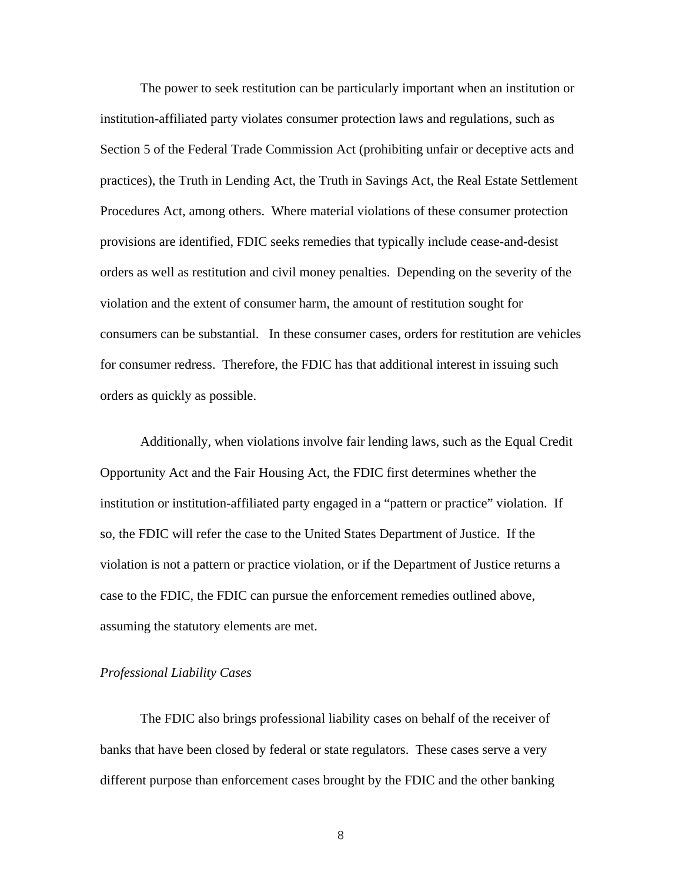The power to seek restitution can be particularly important when an institution or institution-affiliated party violates consumer protection laws and regulations, such as Section 5 of the Federal Trade Commission Act (prohibiting unfair or deceptive acts and practices), the Truth in Lending Act, the Truth in Savings Act, the Real Estate Settlement Procedures Act, among others. Where material violations of these consumer protection provisions are identified, FDIC seeks remedies that typically include cease-and-desist orders as well as restitution and civil money penalties. Depending on the severity of the violation and the extent of consumer harm, the amount of restitution sought for consumers can be substantial. In these consumer cases, orders for restitution are vehicles for consumer redress. Therefore, the FDIC has that additional interest in issuing such orders as quickly as possible.

Additionally, when violations involve fair lending laws, such as the Equal Credit Opportunity Act and the Fair Housing Act, the FDIC first determines whether the institution or institution-affiliated party engaged in a "pattern or practice" violation. If so, the FDIC will refer the case to the United States Department of Justice. If the violation is not a pattern or practice violation, or if the Department of Justice returns a case to the FDIC, the FDIC can pursue the enforcement remedies outlined above, assuming the statutory elements are met.

*Professional Liability Cases*

The FDIC also brings professional liability cases on behalf of the receiver of banks that have been closed by federal or state regulators. These cases serve a very different purpose than enforcement cases brought by the FDIC and the other banking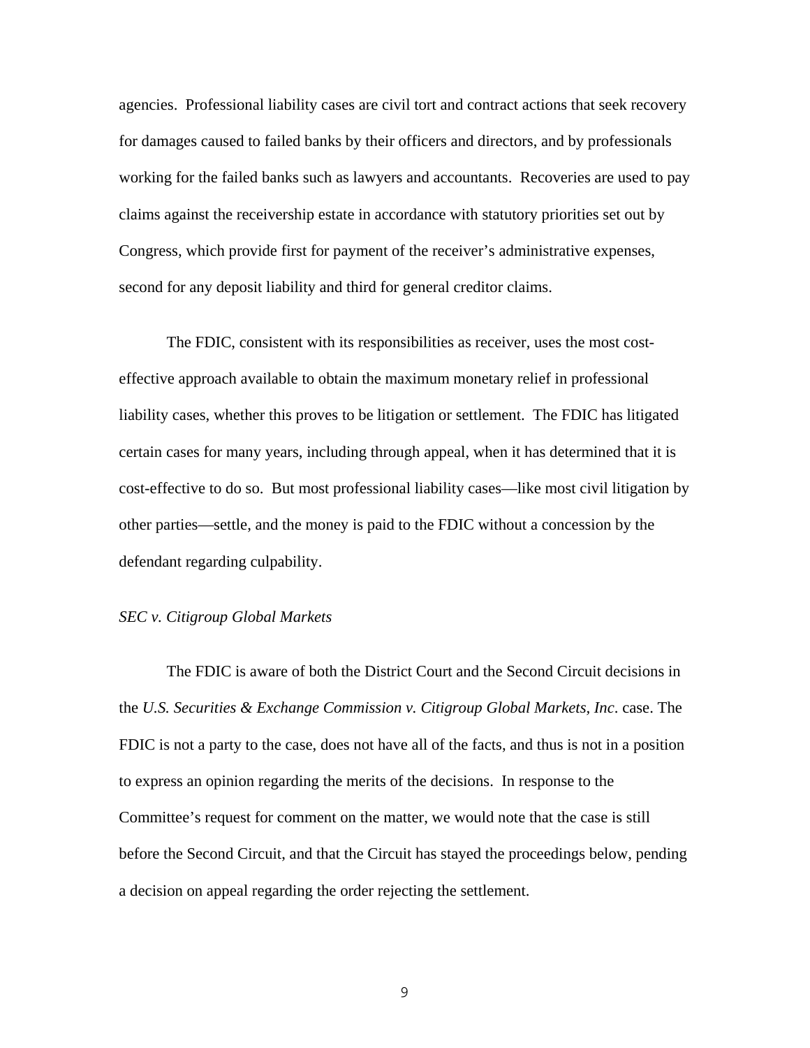agencies. Professional liability cases are civil tort and contract actions that seek recovery for damages caused to failed banks by their officers and directors, and by professionals working for the failed banks such as lawyers and accountants. Recoveries are used to pay claims against the receivership estate in accordance with statutory priorities set out by Congress, which provide first for payment of the receiver's administrative expenses, second for any deposit liability and third for general creditor claims.

The FDIC, consistent with its responsibilities as receiver, uses the most cost-effective approach available to obtain the maximum monetary relief in professional liability cases, whether this proves to be litigation or settlement. The FDIC has litigated certain cases for many years, including through appeal, when it has determined that it is cost-effective to do so. But most professional liability cases—like most civil litigation by other parties—settle, and the money is paid to the FDIC without a concession by the defendant regarding culpability.

*SEC v. Citigroup Global Markets*

The FDIC is aware of both the District Court and the Second Circuit decisions in the *U.S. Securities & Exchange Commission v. Citigroup Global Markets, Inc*. case. The FDIC is not a party to the case, does not have all of the facts, and thus is not in a position to express an opinion regarding the merits of the decisions. In response to the Committee's request for comment on the matter, we would note that the case is still before the Second Circuit, and that the Circuit has stayed the proceedings below, pending a decision on appeal regarding the order rejecting the settlement.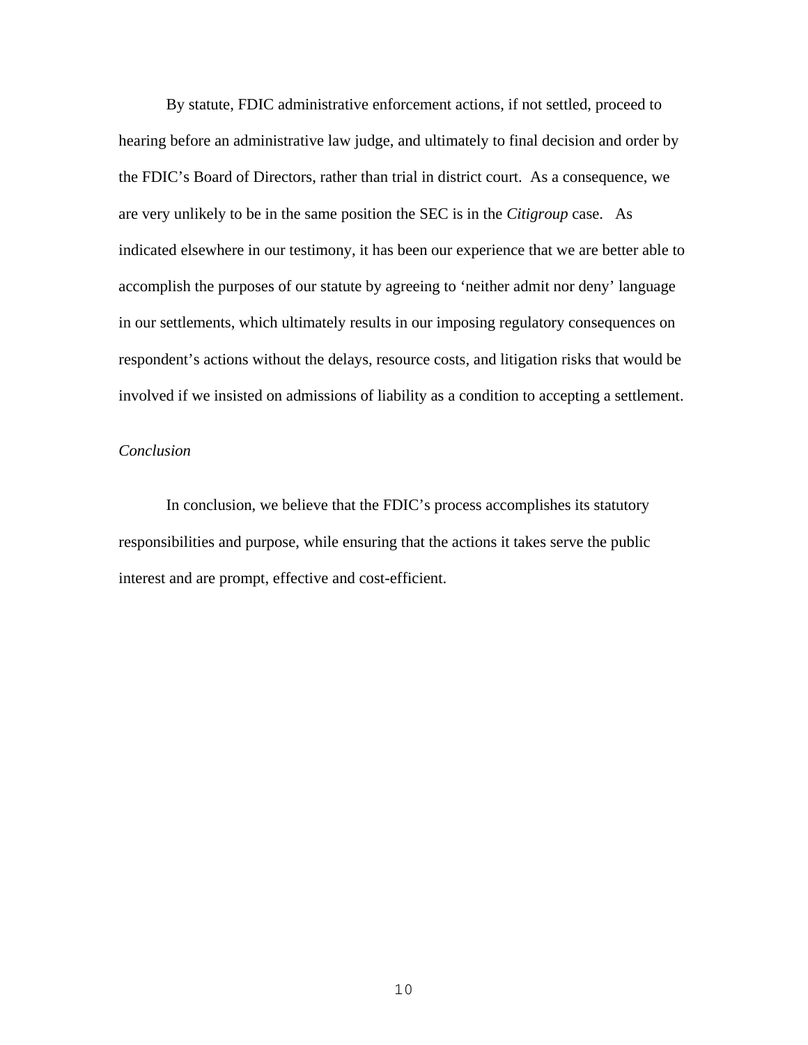By statute, FDIC administrative enforcement actions, if not settled, proceed to hearing before an administrative law judge, and ultimately to final decision and order by the FDIC's Board of Directors, rather than trial in district court. As a consequence, we are very unlikely to be in the same position the SEC is in the *Citigroup* case. As indicated elsewhere in our testimony, it has been our experience that we are better able to accomplish the purposes of our statute by agreeing to 'neither admit nor deny' language in our settlements, which ultimately results in our imposing regulatory consequences on respondent's actions without the delays, resource costs, and litigation risks that would be involved if we insisted on admissions of liability as a condition to accepting a settlement.

*Conclusion*

In conclusion, we believe that the FDIC's process accomplishes its statutory responsibilities and purpose, while ensuring that the actions it takes serve the public interest and are prompt, effective and cost-efficient.